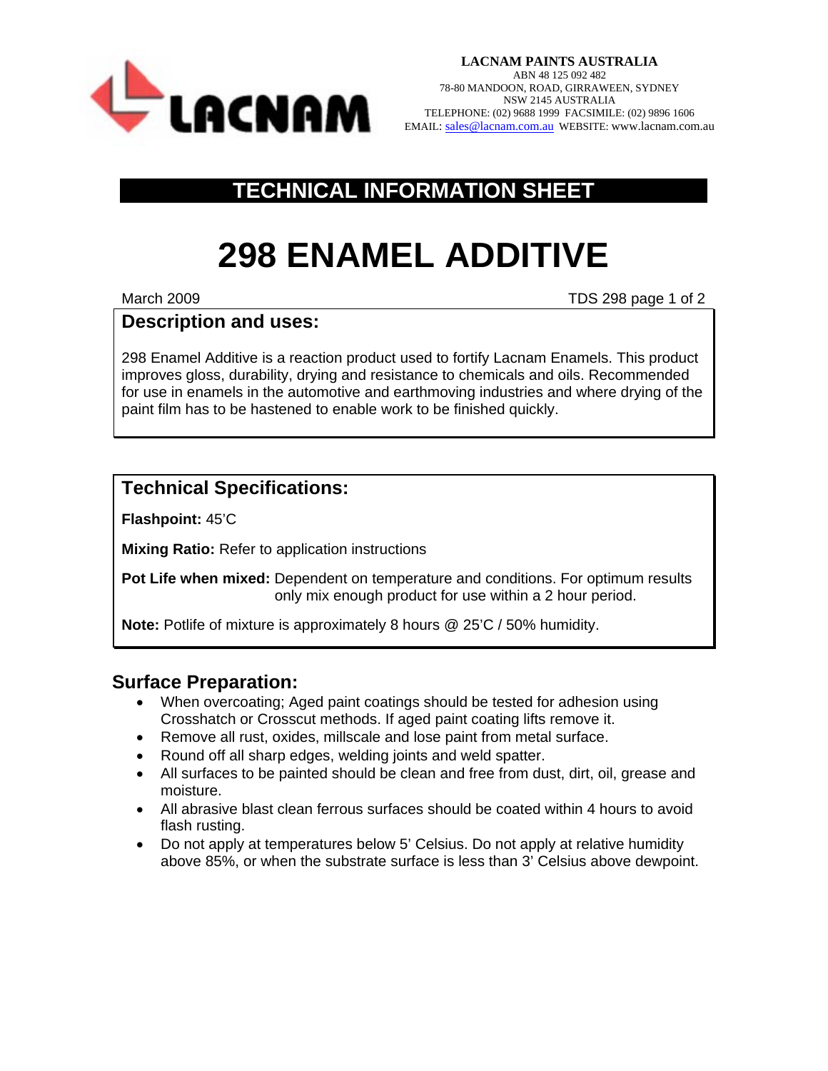**LACNAM PAINTS AUSTRALIA**
ABN 48 125 092 482
78-80 MANDOON, ROAD, GIRRAWEEN, SYDNEY
NSW 2145 AUSTRALIA
TELEPHONE: (02) 9688 1999 FACSIMILE: (02) 9896 1606
EMAIL: sales@lacnam.com.au WEBSITE: www.lacnam.com.au

## TECHNICAL INFORMATION SHEET

# 298 ENAMEL ADDITIVE

March 2009

TDS 298 page 1 of 2

## Description and uses:

298 Enamel Additive is a reaction product used to fortify Lacnam Enamels. This product improves gloss, durability, drying and resistance to chemicals and oils. Recommended for use in enamels in the automotive and earthmoving industries and where drying of the paint film has to be hastened to enable work to be finished quickly.

## Technical Specifications:

**Flashpoint:** 45'C

**Mixing Ratio:** Refer to application instructions

**Pot Life when mixed:** Dependent on temperature and conditions. For optimum results only mix enough product for use within a 2 hour period.

**Note:** Potlife of mixture is approximately 8 hours @ 25'C / 50% humidity.

## Surface Preparation:

- When overcoating; Aged paint coatings should be tested for adhesion using Crosshatch or Crosscut methods. If aged paint coating lifts remove it.
- Remove all rust, oxides, millscale and lose paint from metal surface.
- Round off all sharp edges, welding joints and weld spatter.
- All surfaces to be painted should be clean and free from dust, dirt, oil, grease and moisture.
- All abrasive blast clean ferrous surfaces should be coated within 4 hours to avoid flash rusting.
- Do not apply at temperatures below 5' Celsius. Do not apply at relative humidity above 85%, or when the substrate surface is less than 3' Celsius above dewpoint.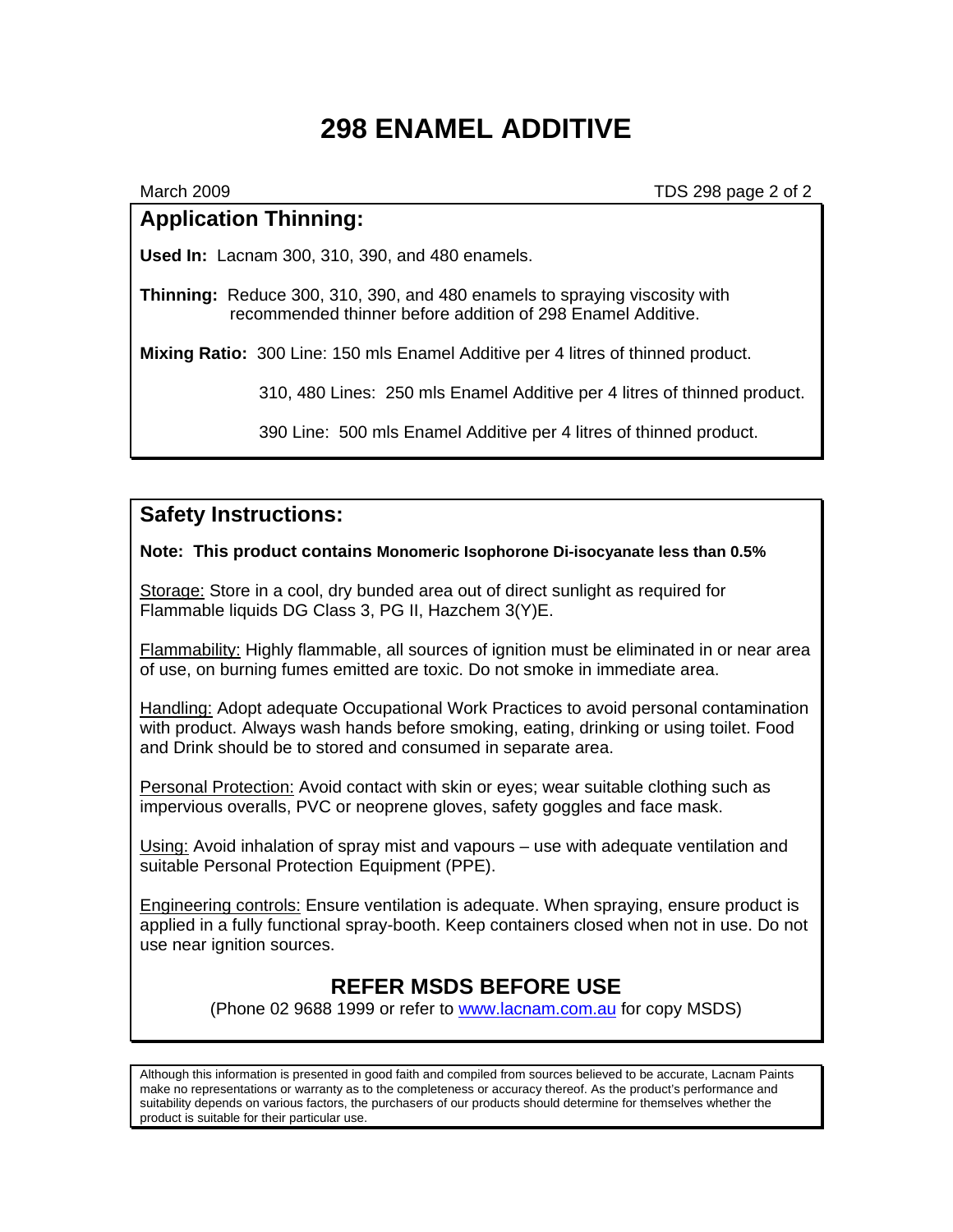# 298 ENAMEL ADDITIVE

March 2009

## Application Thinning:

**Used In:** Lacnam 300, 310, 390, and 480 enamels.

**Thinning:** Reduce 300, 310, 390, and 480 enamels to spraying viscosity with recommended thinner before addition of 298 Enamel Additive.

**Mixing Ratio:** 300 Line: 150 mls Enamel Additive per 4 litres of thinned product.

310, 480 Lines: 250 mls Enamel Additive per 4 litres of thinned product.

390 Line: 500 mls Enamel Additive per 4 litres of thinned product.

## Safety Instructions:

**Note: This product contains Monomeric Isophorone Di-isocyanate less than 0.5%**

Storage: Store in a cool, dry bunded area out of direct sunlight as required for Flammable liquids DG Class 3, PG II, Hazchem 3(Y)E.

Flammability: Highly flammable, all sources of ignition must be eliminated in or near area of use, on burning fumes emitted are toxic. Do not smoke in immediate area.

Handling: Adopt adequate Occupational Work Practices to avoid personal contamination with product. Always wash hands before smoking, eating, drinking or using toilet. Food and Drink should be to stored and consumed in separate area.

Personal Protection: Avoid contact with skin or eyes; wear suitable clothing such as impervious overalls, PVC or neoprene gloves, safety goggles and face mask.

Using: Avoid inhalation of spray mist and vapours – use with adequate ventilation and suitable Personal Protection Equipment (PPE).

Engineering controls: Ensure ventilation is adequate. When spraying, ensure product is applied in a fully functional spray-booth. Keep containers closed when not in use. Do not use near ignition sources.

### REFER MSDS BEFORE USE

(Phone 02 9688 1999 or refer to www.lacnam.com.au for copy MSDS)

Although this information is presented in good faith and compiled from sources believed to be accurate, Lacnam Paints make no representations or warranty as to the completeness or accuracy thereof. As the product's performance and suitability depends on various factors, the purchasers of our products should determine for themselves whether the product is suitable for their particular use.